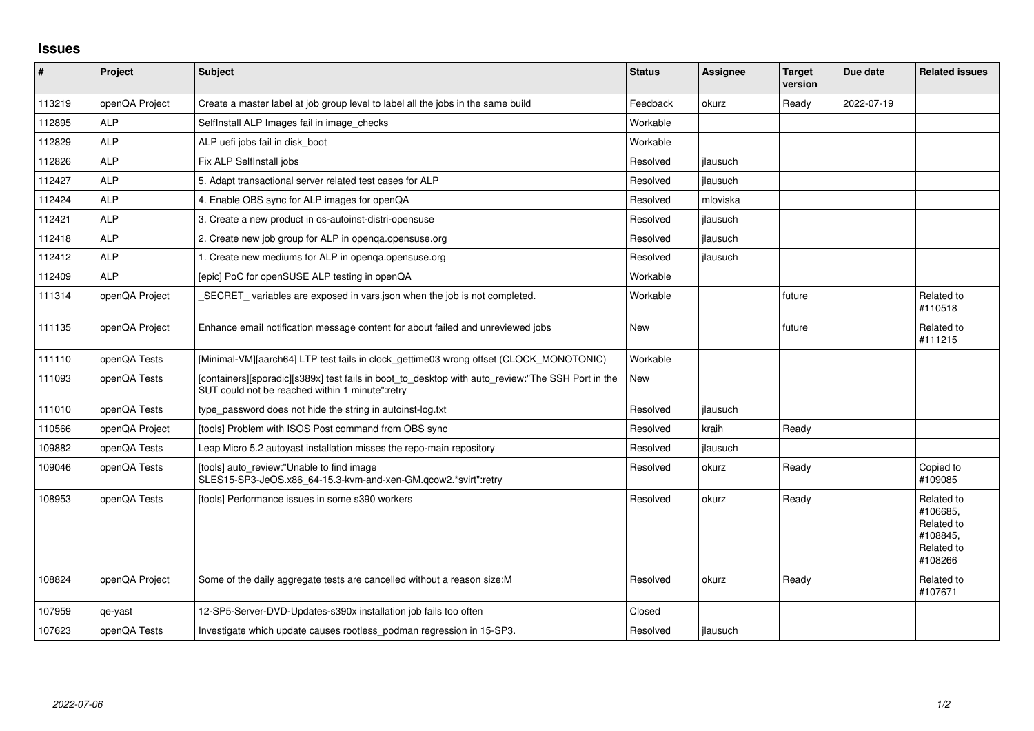# Issues

| # | Project | Subject | Status | Assignee | Target version | Due date | Related issues |
|---|---|---|---|---|---|---|---|
| 113219 | openQA Project | Create a master label at job group level to label all the jobs in the same build | Feedback | okurz | Ready | 2022-07-19 | |
| 112895 | ALP | SelfInstall ALP Images fail in image_checks | Workable | | | | |
| 112829 | ALP | ALP uefi jobs fail in disk_boot | Workable | | | | |
| 112826 | ALP | Fix ALP SelfInstall jobs | Resolved | jlausuch | | | |
| 112427 | ALP | 5. Adapt transactional server related test cases for ALP | Resolved | jlausuch | | | |
| 112424 | ALP | 4. Enable OBS sync for ALP images for openQA | Resolved | mloviska | | | |
| 112421 | ALP | 3. Create a new product in os-autoinst-distri-opensuse | Resolved | jlausuch | | | |
| 112418 | ALP | 2. Create new job group for ALP in openqa.opensuse.org | Resolved | jlausuch | | | |
| 112412 | ALP | 1. Create new mediums for ALP in openqa.opensuse.org | Resolved | jlausuch | | | |
| 112409 | ALP | [epic] PoC for openSUSE ALP testing in openQA | Workable | | | | |
| 111314 | openQA Project | _SECRET_ variables are exposed in vars.json when the job is not completed. | Workable | | future | | Related to #110518 |
| 111135 | openQA Project | Enhance email notification message content for about failed and unreviewed jobs | New | | future | | Related to #111215 |
| 111110 | openQA Tests | [Minimal-VM][aarch64] LTP test fails in clock_gettime03 wrong offset (CLOCK_MONOTONIC) | Workable | | | | |
| 111093 | openQA Tests | [containers][sporadic][s389x] test fails in boot_to_desktop with auto_review:"The SSH Port in the SUT could not be reached within 1 minute":retry | New | | | | |
| 111010 | openQA Tests | type_password does not hide the string in autoinst-log.txt | Resolved | jlausuch | | | |
| 110566 | openQA Project | [tools] Problem with ISOS Post command from OBS sync | Resolved | kraih | Ready | | |
| 109882 | openQA Tests | Leap Micro 5.2 autoyast installation misses the repo-main repository | Resolved | jlausuch | | | |
| 109046 | openQA Tests | [tools] auto_review:"Unable to find image SLES15-SP3-JeOS.x86_64-15.3-kvm-and-xen-GM.qcow2.*svirt":retry | Resolved | okurz | Ready | | Copied to #109085 |
| 108953 | openQA Tests | [tools] Performance issues in some s390 workers | Resolved | okurz | Ready | | Related to #106685, Related to #108845, Related to #108266 |
| 108824 | openQA Project | Some of the daily aggregate tests are cancelled without a reason size:M | Resolved | okurz | Ready | | Related to #107671 |
| 107959 | qe-yast | 12-SP5-Server-DVD-Updates-s390x installation job fails too often | Closed | | | | |
| 107623 | openQA Tests | Investigate which update causes rootless_podman regression in 15-SP3. | Resolved | jlausuch | | | |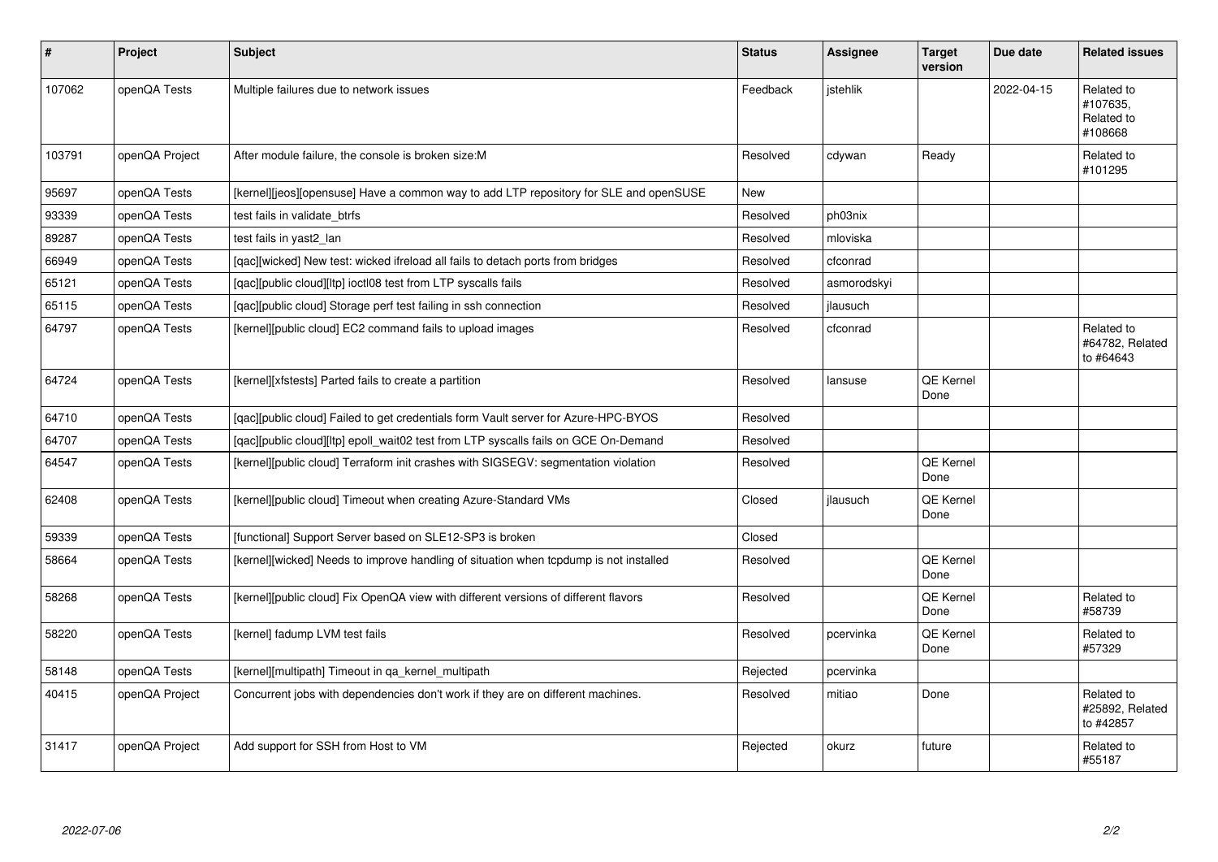| # | Project | Subject | Status | Assignee | Target version | Due date | Related issues |
| --- | --- | --- | --- | --- | --- | --- | --- |
| 107062 | openQA Tests | Multiple failures due to network issues | Feedback | jstehlik | | 2022-04-15 | Related to #107635, Related to #108668 |
| 103791 | openQA Project | After module failure, the console is broken size:M | Resolved | cdywan | Ready | | Related to #101295 |
| 95697 | openQA Tests | [kernel][jeos][opensuse] Have a common way to add LTP repository for SLE and openSUSE | New | | | | |
| 93339 | openQA Tests | test fails in validate_btrfs | Resolved | ph03nix | | | |
| 89287 | openQA Tests | test fails in yast2_lan | Resolved | mloviska | | | |
| 66949 | openQA Tests | [qac][wicked] New test: wicked ifreload all fails to detach ports from bridges | Resolved | cfconrad | | | |
| 65121 | openQA Tests | [qac][public cloud][ltp] ioctl08 test from LTP syscalls fails | Resolved | asmorodskyi | | | |
| 65115 | openQA Tests | [qac][public cloud] Storage perf test failing in ssh connection | Resolved | jlausuch | | | |
| 64797 | openQA Tests | [kernel][public cloud] EC2 command fails to upload images | Resolved | cfconrad | | | Related to #64782, Related to #64643 |
| 64724 | openQA Tests | [kernel][xfstests] Parted fails to create a partition | Resolved | lansuse | QE Kernel Done | | |
| 64710 | openQA Tests | [qac][public cloud] Failed to get credentials form Vault server for Azure-HPC-BYOS | Resolved | | | | |
| 64707 | openQA Tests | [qac][public cloud][ltp] epoll_wait02 test from LTP syscalls fails on GCE On-Demand | Resolved | | | | |
| 64547 | openQA Tests | [kernel][public cloud] Terraform init crashes with SIGSEGV: segmentation violation | Resolved | | QE Kernel Done | | |
| 62408 | openQA Tests | [kernel][public cloud] Timeout when creating Azure-Standard VMs | Closed | jlausuch | QE Kernel Done | | |
| 59339 | openQA Tests | [functional] Support Server based on SLE12-SP3 is broken | Closed | | | | |
| 58664 | openQA Tests | [kernel][wicked] Needs to improve handling of situation when tcpdump is not installed | Resolved | | QE Kernel Done | | |
| 58268 | openQA Tests | [kernel][public cloud] Fix OpenQA view with different versions of different flavors | Resolved | | QE Kernel Done | | Related to #58739 |
| 58220 | openQA Tests | [kernel] fadump LVM test fails | Resolved | pcervinka | QE Kernel Done | | Related to #57329 |
| 58148 | openQA Tests | [kernel][multipath] Timeout in qa_kernel_multipath | Rejected | pcervinka | | | |
| 40415 | openQA Project | Concurrent jobs with dependencies don't work if they are on different machines. | Resolved | mitiao | Done | | Related to #25892, Related to #42857 |
| 31417 | openQA Project | Add support for SSH from Host to VM | Rejected | okurz | future | | Related to #55187 |